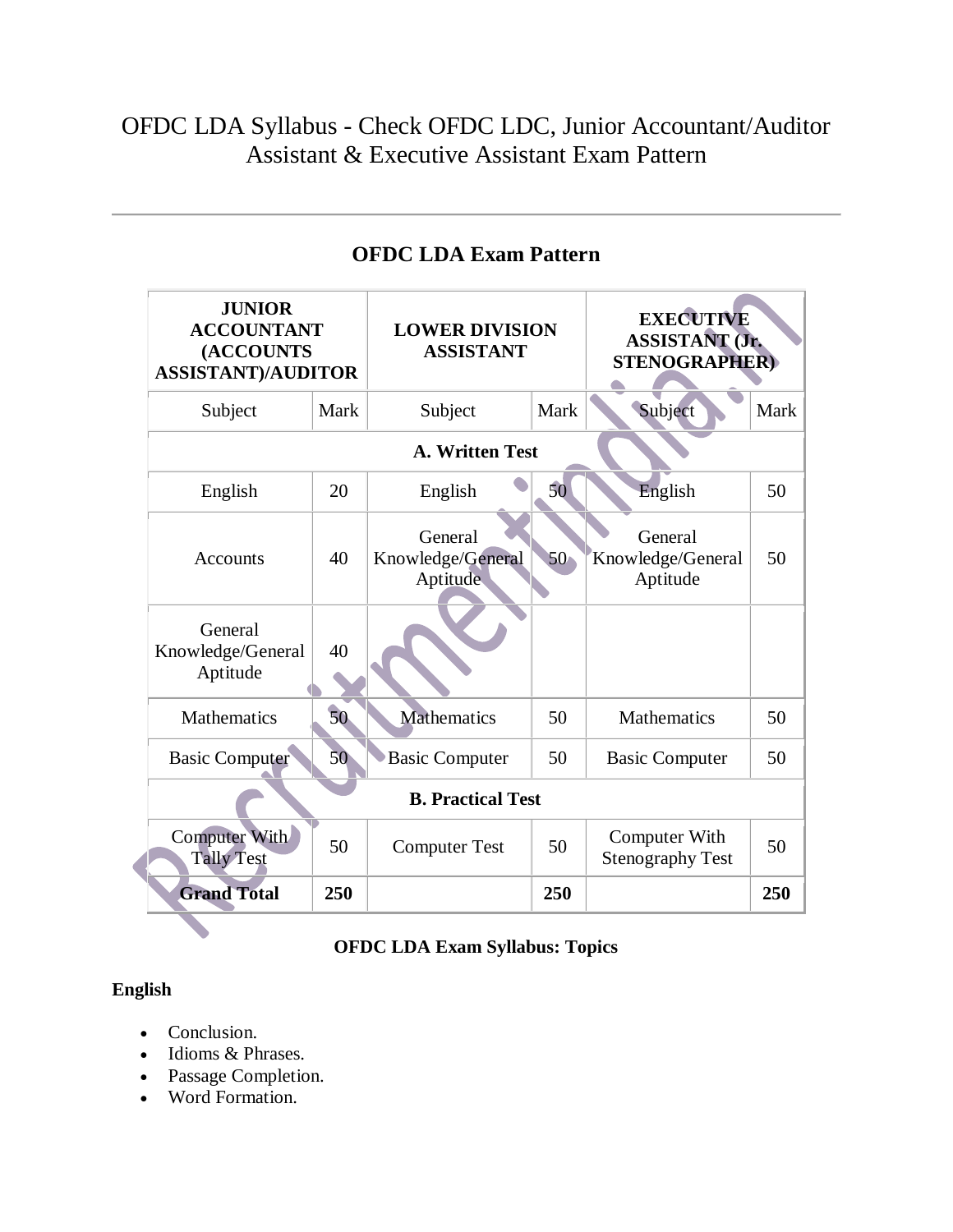# OFDC LDA Syllabus - Check OFDC LDC, Junior Accountant/Auditor Assistant & Executive Assistant Exam Pattern

---

## OFDC LDA Exam Pattern

| JUNIOR ACCOUNTANT (ACCOUNTS ASSISTANT)/AUDITOR | | LOWER DIVISION ASSISTANT | | EXECUTIVE ASSISTANT (Jr. STENOGRAPHER) | |
|---|---|---|---|---|---|
| Subject | Mark | Subject | Mark | Subject | Mark |
| **A. Written Test** | | | | | |
| English | 20 | English | 50 | English | 50 |
| Accounts | 40 | General Knowledge/General Aptitude | 50 | General Knowledge/General Aptitude | 50 |
| General Knowledge/General Aptitude | 40 | | | | |
| Mathematics | 50 | Mathematics | 50 | Mathematics | 50 |
| Basic Computer | 50 | Basic Computer | 50 | Basic Computer | 50 |
| **B. Practical Test** | | | | | |
| Computer With Tally Test | 50 | Computer Test | 50 | Computer With Stenography Test | 50 |
| **Grand Total** | **250** | | **250** | | **250** |

**OFDC LDA Exam Syllabus: Topics**

**English**

- Conclusion.
- Idioms & Phrases.
- Passage Completion.
- Word Formation.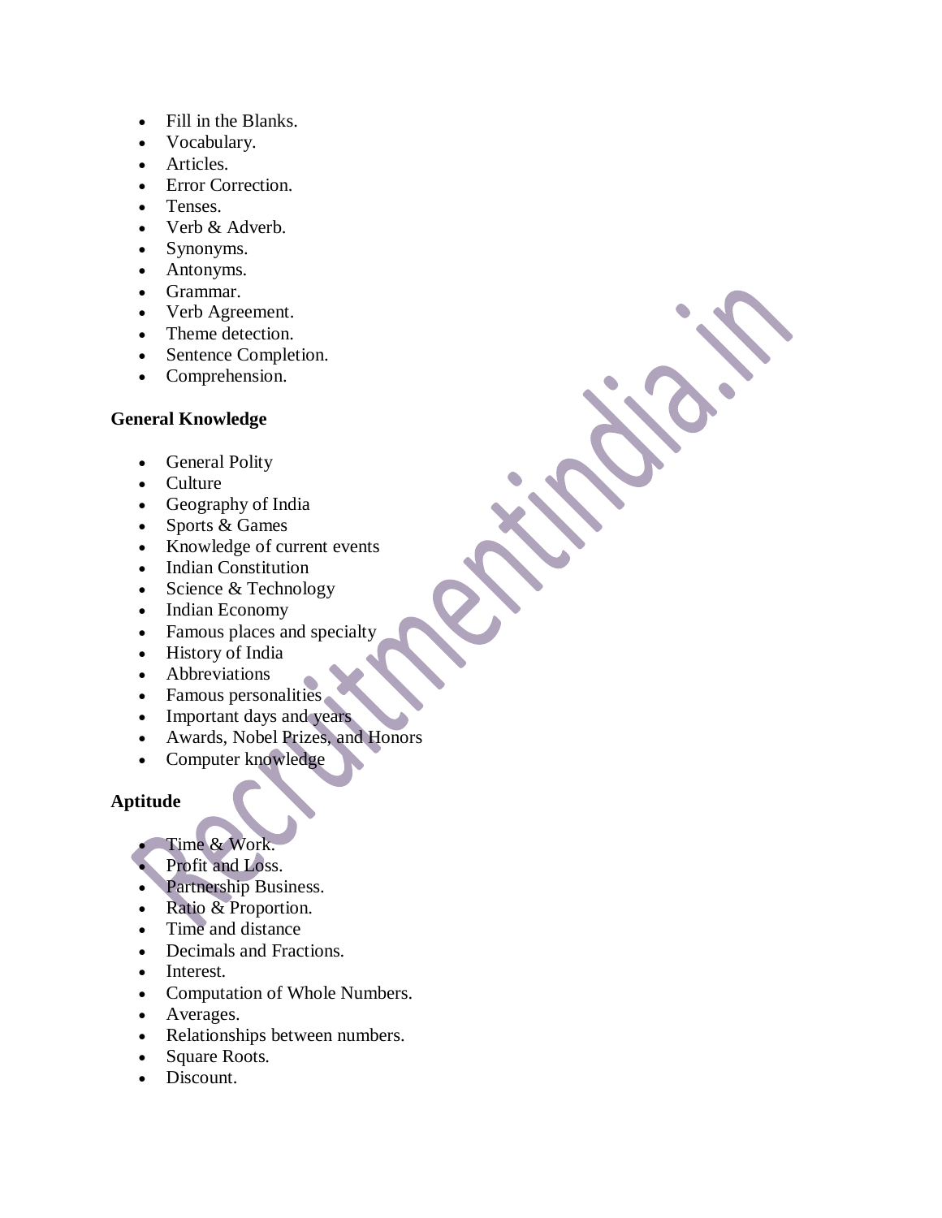- Fill in the Blanks.
- Vocabulary.
- Articles.
- Error Correction.
- Tenses.
- Verb & Adverb.
- Synonyms.
- Antonyms.
- Grammar.
- Verb Agreement.
- Theme detection.
- Sentence Completion.
- Comprehension.

**General Knowledge**

- General Polity
- Culture
- Geography of India
- Sports & Games
- Knowledge of current events
- Indian Constitution
- Science & Technology
- Indian Economy
- Famous places and specialty
- History of India
- Abbreviations
- Famous personalities
- Important days and years
- Awards, Nobel Prizes, and Honors
- Computer knowledge

**Aptitude**

- Time & Work.
- Profit and Loss.
- Partnership Business.
- Ratio & Proportion.
- Time and distance
- Decimals and Fractions.
- Interest.
- Computation of Whole Numbers.
- Averages.
- Relationships between numbers.
- Square Roots.
- Discount.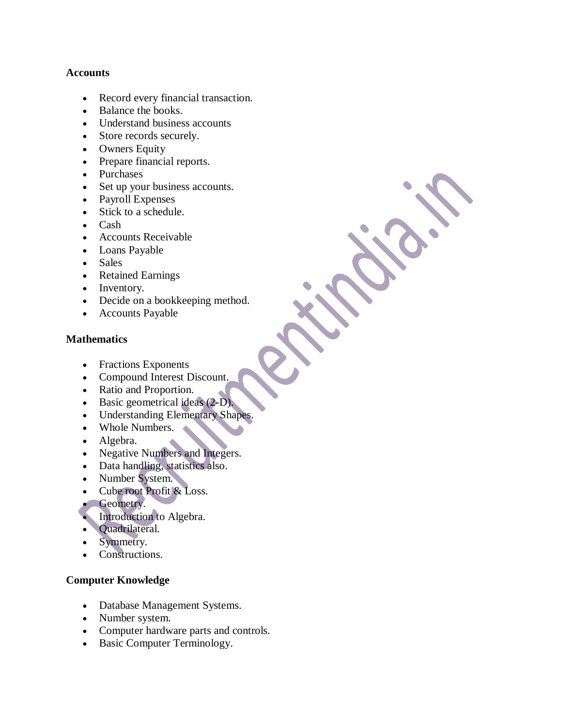**Accounts**

- Record every financial transaction.
- Balance the books.
- Understand business accounts
- Store records securely.
- Owners Equity
- Prepare financial reports.
- Purchases
- Set up your business accounts.
- Payroll Expenses
- Stick to a schedule.
- Cash
- Accounts Receivable
- Loans Payable
- Sales
- Retained Earnings
- Inventory.
- Decide on a bookkeeping method.
- Accounts Payable

**Mathematics**

- Fractions Exponents
- Compound Interest Discount.
- Ratio and Proportion.
- Basic geometrical ideas (2-D).
- Understanding Elementary Shapes.
- Whole Numbers.
- Algebra.
- Negative Numbers and Integers.
- Data handling, statistics also.
- Number System.
- Cube root Profit & Loss.
- Geometry.
- Introduction to Algebra.
- Quadrilateral.
- Symmetry.
- Constructions.

**Computer Knowledge**

- Database Management Systems.
- Number system.
- Computer hardware parts and controls.
- Basic Computer Terminology.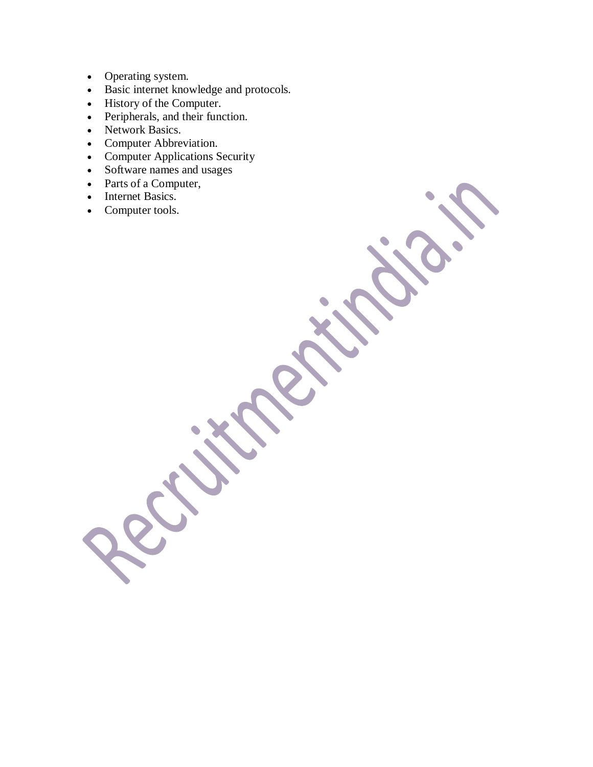- Operating system.
- Basic internet knowledge and protocols.
- History of the Computer.
- Peripherals, and their function.
- Network Basics.
- Computer Abbreviation.
- Computer Applications Security
- Software names and usages
- Parts of a Computer,
- Internet Basics.
- Computer tools.